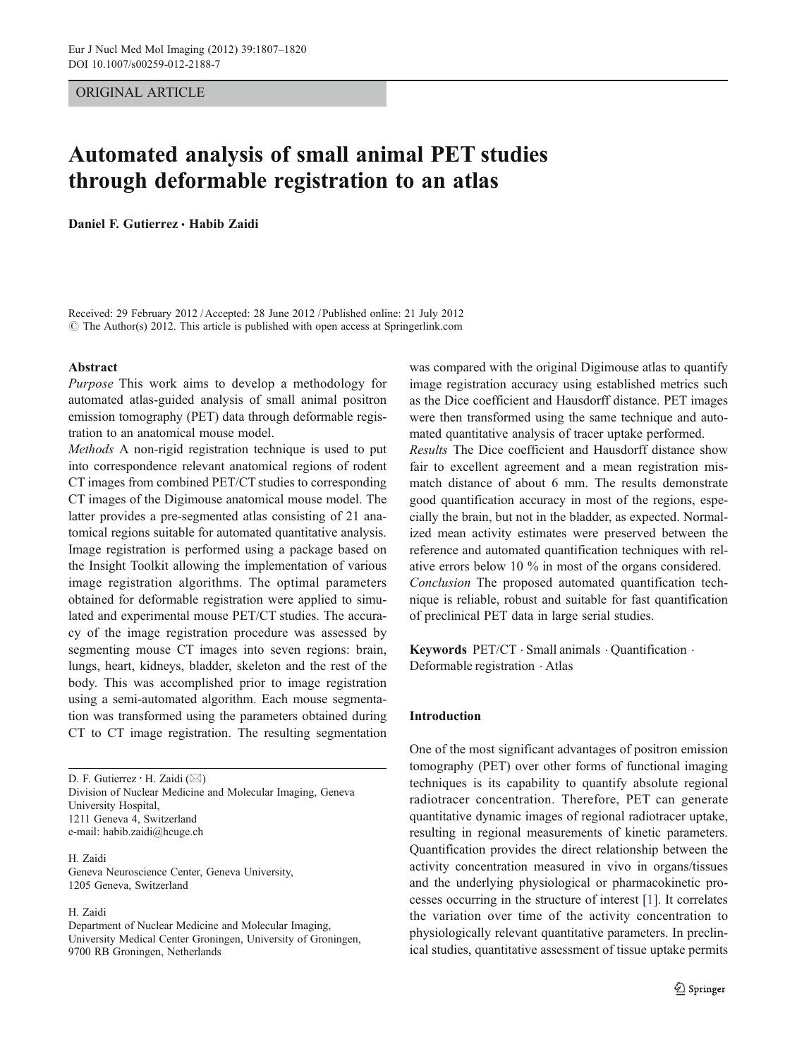ORIGINAL ARTICLE

# Automated analysis of small animal PET studies through deformable registration to an atlas

**Daniel F. Gutierrez · Habib Zaidi**

Received: 29 February 2012 / Accepted: 28 June 2012 / Published online: 21 July 2012
© The Author(s) 2012. This article is published with open access at Springerlink.com

**Abstract**

*Purpose* This work aims to develop a methodology for automated atlas-guided analysis of small animal positron emission tomography (PET) data through deformable registration to an anatomical mouse model.

*Methods* A non-rigid registration technique is used to put into correspondence relevant anatomical regions of rodent CT images from combined PET/CT studies to corresponding CT images of the Digimouse anatomical mouse model. The latter provides a pre-segmented atlas consisting of 21 anatomical regions suitable for automated quantitative analysis. Image registration is performed using a package based on the Insight Toolkit allowing the implementation of various image registration algorithms. The optimal parameters obtained for deformable registration were applied to simulated and experimental mouse PET/CT studies. The accuracy of the image registration procedure was assessed by segmenting mouse CT images into seven regions: brain, lungs, heart, kidneys, bladder, skeleton and the rest of the body. This was accomplished prior to image registration using a semi-automated algorithm. Each mouse segmentation was transformed using the parameters obtained during CT to CT image registration. The resulting segmentation was compared with the original Digimouse atlas to quantify image registration accuracy using established metrics such as the Dice coefficient and Hausdorff distance. PET images were then transformed using the same technique and automated quantitative analysis of tracer uptake performed.

*Results* The Dice coefficient and Hausdorff distance show fair to excellent agreement and a mean registration mismatch distance of about 6 mm. The results demonstrate good quantification accuracy in most of the regions, especially the brain, but not in the bladder, as expected. Normalized mean activity estimates were preserved between the reference and automated quantification techniques with relative errors below 10 % in most of the organs considered.

*Conclusion* The proposed automated quantification technique is reliable, robust and suitable for fast quantification of preclinical PET data in large serial studies.

**Keywords** PET/CT · Small animals · Quantification · Deformable registration · Atlas

D. F. Gutierrez · H. Zaidi (✉)
Division of Nuclear Medicine and Molecular Imaging, Geneva University Hospital,
1211 Geneva 4, Switzerland
e-mail: habib.zaidi@hcuge.ch

H. Zaidi
Geneva Neuroscience Center, Geneva University,
1205 Geneva, Switzerland

H. Zaidi
Department of Nuclear Medicine and Molecular Imaging,
University Medical Center Groningen, University of Groningen,
9700 RB Groningen, Netherlands

## Introduction

One of the most significant advantages of positron emission tomography (PET) over other forms of functional imaging techniques is its capability to quantify absolute regional radiotracer concentration. Therefore, PET can generate quantitative dynamic images of regional radiotracer uptake, resulting in regional measurements of kinetic parameters. Quantification provides the direct relationship between the activity concentration measured in vivo in organs/tissues and the underlying physiological or pharmacokinetic processes occurring in the structure of interest [1]. It correlates the variation over time of the activity concentration to physiologically relevant quantitative parameters. In preclinical studies, quantitative assessment of tissue uptake permits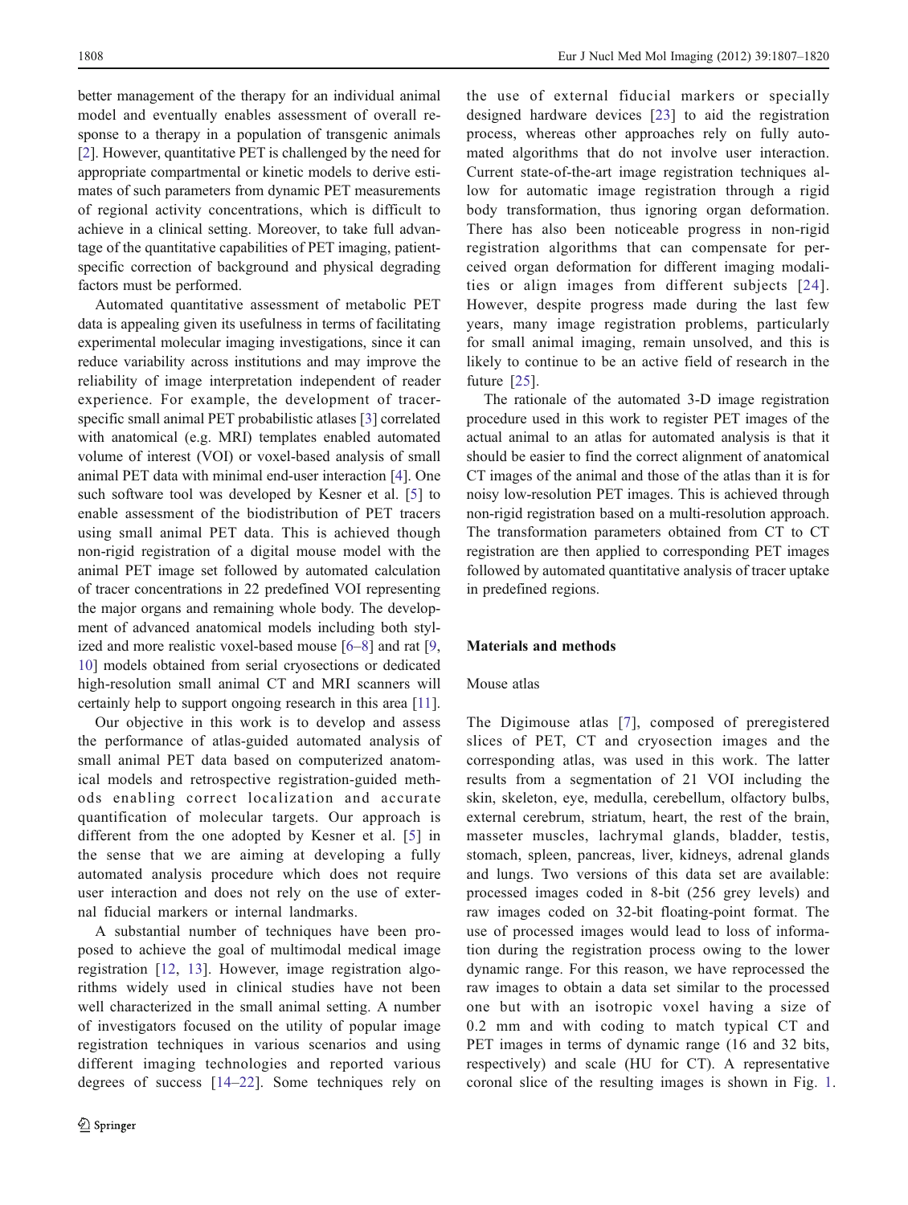better management of the therapy for an individual animal model and eventually enables assessment of overall response to a therapy in a population of transgenic animals [2]. However, quantitative PET is challenged by the need for appropriate compartmental or kinetic models to derive estimates of such parameters from dynamic PET measurements of regional activity concentrations, which is difficult to achieve in a clinical setting. Moreover, to take full advantage of the quantitative capabilities of PET imaging, patient-specific correction of background and physical degrading factors must be performed.

Automated quantitative assessment of metabolic PET data is appealing given its usefulness in terms of facilitating experimental molecular imaging investigations, since it can reduce variability across institutions and may improve the reliability of image interpretation independent of reader experience. For example, the development of tracer-specific small animal PET probabilistic atlases [3] correlated with anatomical (e.g. MRI) templates enabled automated volume of interest (VOI) or voxel-based analysis of small animal PET data with minimal end-user interaction [4]. One such software tool was developed by Kesner et al. [5] to enable assessment of the biodistribution of PET tracers using small animal PET data. This is achieved though non-rigid registration of a digital mouse model with the animal PET image set followed by automated calculation of tracer concentrations in 22 predefined VOI representing the major organs and remaining whole body. The development of advanced anatomical models including both stylized and more realistic voxel-based mouse [6–8] and rat [9, 10] models obtained from serial cryosections or dedicated high-resolution small animal CT and MRI scanners will certainly help to support ongoing research in this area [11].

Our objective in this work is to develop and assess the performance of atlas-guided automated analysis of small animal PET data based on computerized anatomical models and retrospective registration-guided methods enabling correct localization and accurate quantification of molecular targets. Our approach is different from the one adopted by Kesner et al. [5] in the sense that we are aiming at developing a fully automated analysis procedure which does not require user interaction and does not rely on the use of external fiducial markers or internal landmarks.

A substantial number of techniques have been proposed to achieve the goal of multimodal medical image registration [12, 13]. However, image registration algorithms widely used in clinical studies have not been well characterized in the small animal setting. A number of investigators focused on the utility of popular image registration techniques in various scenarios and using different imaging technologies and reported various degrees of success [14–22]. Some techniques rely on the use of external fiducial markers or specially designed hardware devices [23] to aid the registration process, whereas other approaches rely on fully automated algorithms that do not involve user interaction. Current state-of-the-art image registration techniques allow for automatic image registration through a rigid body transformation, thus ignoring organ deformation. There has also been noticeable progress in non-rigid registration algorithms that can compensate for perceived organ deformation for different imaging modalities or align images from different subjects [24]. However, despite progress made during the last few years, many image registration problems, particularly for small animal imaging, remain unsolved, and this is likely to continue to be an active field of research in the future [25].

The rationale of the automated 3-D image registration procedure used in this work to register PET images of the actual animal to an atlas for automated analysis is that it should be easier to find the correct alignment of anatomical CT images of the animal and those of the atlas than it is for noisy low-resolution PET images. This is achieved through non-rigid registration based on a multi-resolution approach. The transformation parameters obtained from CT to CT registration are then applied to corresponding PET images followed by automated quantitative analysis of tracer uptake in predefined regions.

## Materials and methods

### Mouse atlas

The Digimouse atlas [7], composed of preregistered slices of PET, CT and cryosection images and the corresponding atlas, was used in this work. The latter results from a segmentation of 21 VOI including the skin, skeleton, eye, medulla, cerebellum, olfactory bulbs, external cerebrum, striatum, heart, the rest of the brain, masseter muscles, lachrymal glands, bladder, testis, stomach, spleen, pancreas, liver, kidneys, adrenal glands and lungs. Two versions of this data set are available: processed images coded in 8-bit (256 grey levels) and raw images coded on 32-bit floating-point format. The use of processed images would lead to loss of information during the registration process owing to the lower dynamic range. For this reason, we have reprocessed the raw images to obtain a data set similar to the processed one but with an isotropic voxel having a size of 0.2 mm and with coding to match typical CT and PET images in terms of dynamic range (16 and 32 bits, respectively) and scale (HU for CT). A representative coronal slice of the resulting images is shown in Fig. 1.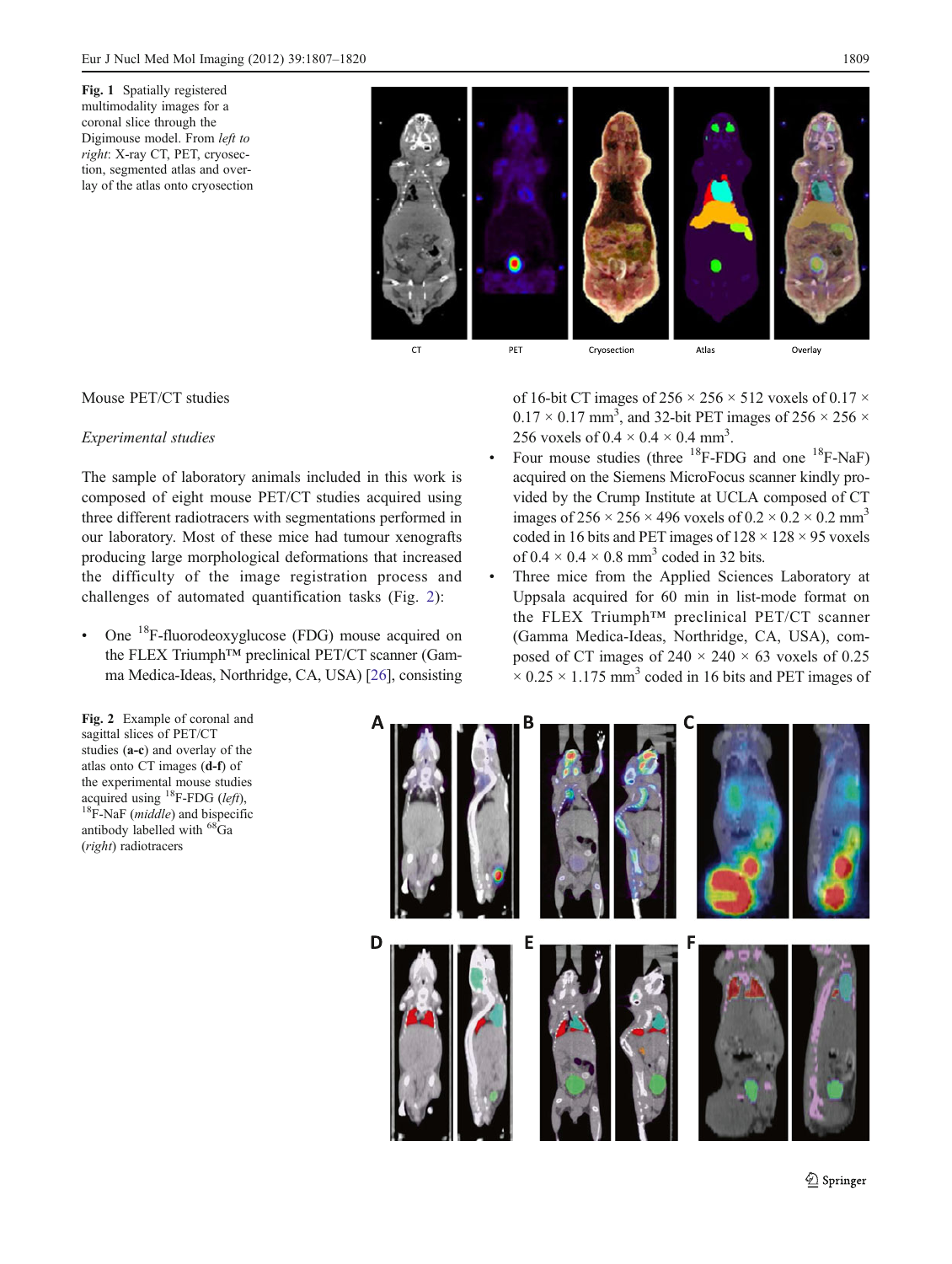Fig. 1 Spatially registered multimodality images for a coronal slice through the Digimouse model. From *left to right*: X-ray CT, PET, cryosection, segmented atlas and overlay of the atlas onto cryosection

CT PET Cryosection Atlas Overlay

## Mouse PET/CT studies

### *Experimental studies*

The sample of laboratory animals included in this work is composed of eight mouse PET/CT studies acquired using three different radiotracers with segmentations performed in our laboratory. Most of these mice had tumour xenografts producing large morphological deformations that increased the difficulty of the image registration process and challenges of automated quantification tasks (Fig. 2):

- One $^{18}$F-fluorodeoxyglucose (FDG) mouse acquired on the FLEX Triumph™ preclinical PET/CT scanner (Gamma Medica-Ideas, Northridge, CA, USA) [26], consisting of 16-bit CT images of 256 × 256 × 512 voxels of 0.17 × 0.17 × 0.17 mm$^3$, and 32-bit PET images of 256 × 256 × 256 voxels of 0.4 × 0.4 × 0.4 mm$^3$.
- Four mouse studies (three $^{18}$F-FDG and one $^{18}$F-NaF) acquired on the Siemens MicroFocus scanner kindly provided by the Crump Institute at UCLA composed of CT images of 256 × 256 × 496 voxels of 0.2 × 0.2 × 0.2 mm$^3$ coded in 16 bits and PET images of 128 × 128 × 95 voxels of 0.4 × 0.4 × 0.8 mm$^3$ coded in 32 bits.
- Three mice from the Applied Sciences Laboratory at Uppsala acquired for 60 min in list-mode format on the FLEX Triumph™ preclinical PET/CT scanner (Gamma Medica-Ideas, Northridge, CA, USA), composed of CT images of 240 × 240 × 63 voxels of 0.25 × 0.25 × 1.175 mm$^3$ coded in 16 bits and PET images of

Fig. 2 Example of coronal and sagittal slices of PET/CT studies (**a-c**) and overlay of the atlas onto CT images (**d-f**) of the experimental mouse studies acquired using $^{18}$F-FDG (*left*), $^{18}$F-NaF (*middle*) and bispecific antibody labelled with $^{68}$Ga (*right*) radiotracers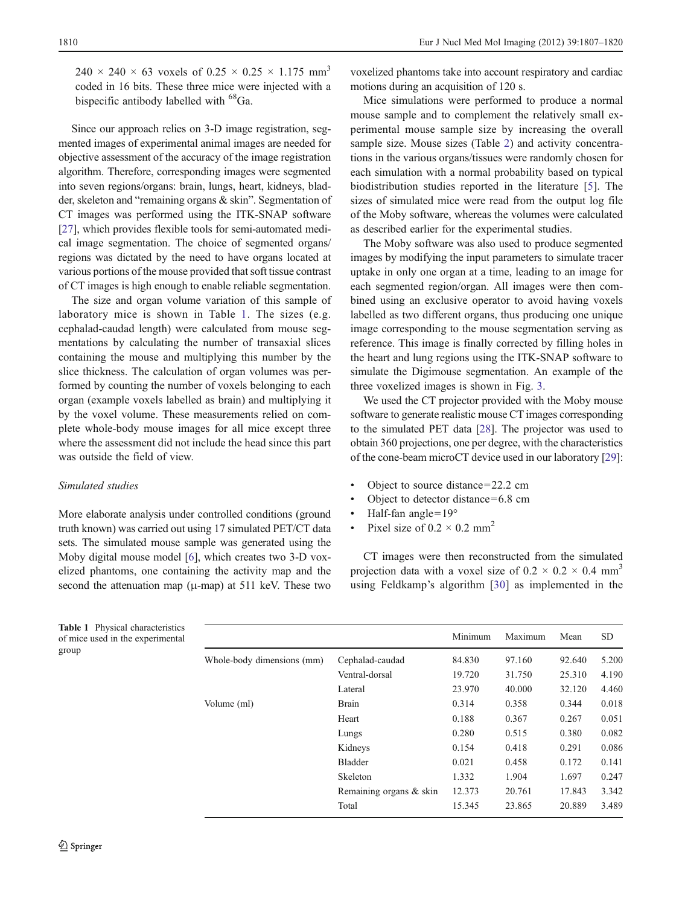$240 \times 240 \times 63$ voxels of $0.25 \times 0.25 \times 1.175$ mm$^3$ coded in 16 bits. These three mice were injected with a bispecific antibody labelled with $^{68}$Ga.

Since our approach relies on 3-D image registration, segmented images of experimental animal images are needed for objective assessment of the accuracy of the image registration algorithm. Therefore, corresponding images were segmented into seven regions/organs: brain, lungs, heart, kidneys, bladder, skeleton and "remaining organs & skin". Segmentation of CT images was performed using the ITK-SNAP software [27], which provides flexible tools for semi-automated medical image segmentation. The choice of segmented organs/regions was dictated by the need to have organs located at various portions of the mouse provided that soft tissue contrast of CT images is high enough to enable reliable segmentation.

The size and organ volume variation of this sample of laboratory mice is shown in Table 1. The sizes (e.g. cephalad-caudad length) were calculated from mouse segmentations by calculating the number of transaxial slices containing the mouse and multiplying this number by the slice thickness. The calculation of organ volumes was performed by counting the number of voxels belonging to each organ (example voxels labelled as brain) and multiplying it by the voxel volume. These measurements relied on complete whole-body mouse images for all mice except three where the assessment did not include the head since this part was outside the field of view.

*Simulated studies*

More elaborate analysis under controlled conditions (ground truth known) was carried out using 17 simulated PET/CT data sets. The simulated mouse sample was generated using the Moby digital mouse model [6], which creates two 3-D voxelized phantoms, one containing the activity map and the second the attenuation map (μ-map) at 511 keV. These two voxelized phantoms take into account respiratory and cardiac motions during an acquisition of 120 s.

Mice simulations were performed to produce a normal mouse sample and to complement the relatively small experimental mouse sample size by increasing the overall sample size. Mouse sizes (Table 2) and activity concentrations in the various organs/tissues were randomly chosen for each simulation with a normal probability based on typical biodistribution studies reported in the literature [5]. The sizes of simulated mice were read from the output log file of the Moby software, whereas the volumes were calculated as described earlier for the experimental studies.

The Moby software was also used to produce segmented images by modifying the input parameters to simulate tracer uptake in only one organ at a time, leading to an image for each segmented region/organ. All images were then combined using an exclusive operator to avoid having voxels labelled as two different organs, thus producing one unique image corresponding to the mouse segmentation serving as reference. This image is finally corrected by filling holes in the heart and lung regions using the ITK-SNAP software to simulate the Digimouse segmentation. An example of the three voxelized images is shown in Fig. 3.

We used the CT projector provided with the Moby mouse software to generate realistic mouse CT images corresponding to the simulated PET data [28]. The projector was used to obtain 360 projections, one per degree, with the characteristics of the cone-beam microCT device used in our laboratory [29]:

- Object to source distance = 22.2 cm
- Object to detector distance = 6.8 cm
- Half-fan angle = 19°
- Pixel size of $0.2 \times 0.2$ mm$^2$

CT images were then reconstructed from the simulated projection data with a voxel size of $0.2 \times 0.2 \times 0.4$ mm$^3$ using Feldkamp's algorithm [30] as implemented in the

**Table 1** Physical characteristics of mice used in the experimental group

| | | Minimum | Maximum | Mean | SD |
|---|---|---|---|---|---|
| Whole-body dimensions (mm) | Cephalad-caudad | 84.830 | 97.160 | 92.640 | 5.200 |
| | Ventral-dorsal | 19.720 | 31.750 | 25.310 | 4.190 |
| | Lateral | 23.970 | 40.000 | 32.120 | 4.460 |
| Volume (ml) | Brain | 0.314 | 0.358 | 0.344 | 0.018 |
| | Heart | 0.188 | 0.367 | 0.267 | 0.051 |
| | Lungs | 0.280 | 0.515 | 0.380 | 0.082 |
| | Kidneys | 0.154 | 0.418 | 0.291 | 0.086 |
| | Bladder | 0.021 | 0.458 | 0.172 | 0.141 |
| | Skeleton | 1.332 | 1.904 | 1.697 | 0.247 |
| | Remaining organs & skin | 12.373 | 20.761 | 17.843 | 3.342 |
| | Total | 15.345 | 23.865 | 20.889 | 3.489 |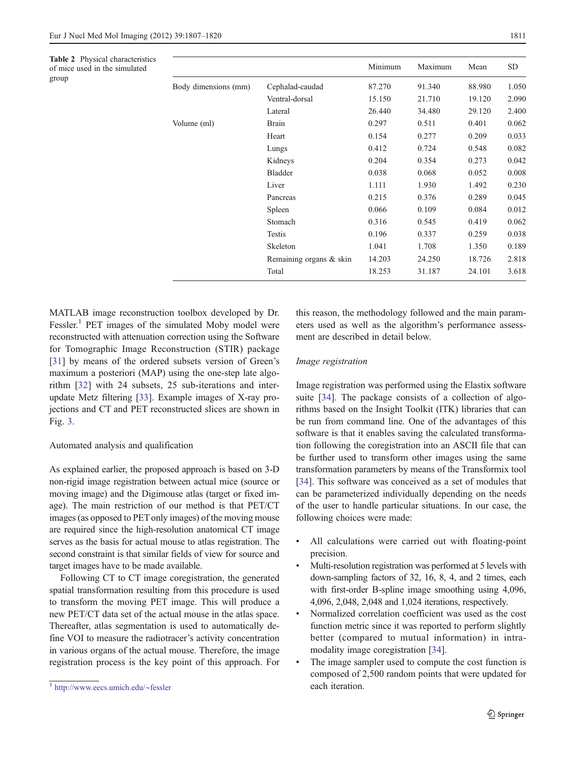**Table 2** Physical characteristics of mice used in the simulated group

| | | Minimum | Maximum | Mean | SD |
|---|---|---|---|---|---|
| Body dimensions (mm) | Cephalad-caudad | 87.270 | 91.340 | 88.980 | 1.050 |
| | Ventral-dorsal | 15.150 | 21.710 | 19.120 | 2.090 |
| | Lateral | 26.440 | 34.480 | 29.120 | 2.400 |
| Volume (ml) | Brain | 0.297 | 0.511 | 0.401 | 0.062 |
| | Heart | 0.154 | 0.277 | 0.209 | 0.033 |
| | Lungs | 0.412 | 0.724 | 0.548 | 0.082 |
| | Kidneys | 0.204 | 0.354 | 0.273 | 0.042 |
| | Bladder | 0.038 | 0.068 | 0.052 | 0.008 |
| | Liver | 1.111 | 1.930 | 1.492 | 0.230 |
| | Pancreas | 0.215 | 0.376 | 0.289 | 0.045 |
| | Spleen | 0.066 | 0.109 | 0.084 | 0.012 |
| | Stomach | 0.316 | 0.545 | 0.419 | 0.062 |
| | Testis | 0.196 | 0.337 | 0.259 | 0.038 |
| | Skeleton | 1.041 | 1.708 | 1.350 | 0.189 |
| | Remaining organs & skin | 14.203 | 24.250 | 18.726 | 2.818 |
| | Total | 18.253 | 31.187 | 24.101 | 3.618 |

MATLAB image reconstruction toolbox developed by Dr. Fessler.[1] PET images of the simulated Moby model were reconstructed with attenuation correction using the Software for Tomographic Image Reconstruction (STIR) package [31] by means of the ordered subsets version of Green's maximum a posteriori (MAP) using the one-step late algorithm [32] with 24 subsets, 25 sub-iterations and inter-update Metz filtering [33]. Example images of X-ray projections and CT and PET reconstructed slices are shown in Fig. 3.

## Automated analysis and qualification

As explained earlier, the proposed approach is based on 3-D non-rigid image registration between actual mice (source or moving image) and the Digimouse atlas (target or fixed image). The main restriction of our method is that PET/CT images (as opposed to PET only images) of the moving mouse are required since the high-resolution anatomical CT image serves as the basis for actual mouse to atlas registration. The second constraint is that similar fields of view for source and target images have to be made available.

Following CT to CT image coregistration, the generated spatial transformation resulting from this procedure is used to transform the moving PET image. This will produce a new PET/CT data set of the actual mouse in the atlas space. Thereafter, atlas segmentation is used to automatically define VOI to measure the radiotracer's activity concentration in various organs of the actual mouse. Therefore, the image registration process is the key point of this approach. For this reason, the methodology followed and the main parameters used as well as the algorithm's performance assessment are described in detail below.

### *Image registration*

Image registration was performed using the Elastix software suite [34]. The package consists of a collection of algorithms based on the Insight Toolkit (ITK) libraries that can be run from command line. One of the advantages of this software is that it enables saving the calculated transformation following the coregistration into an ASCII file that can be further used to transform other images using the same transformation parameters by means of the Transformix tool [34]. This software was conceived as a set of modules that can be parameterized individually depending on the needs of the user to handle particular situations. In our case, the following choices were made:

- All calculations were carried out with floating-point precision.
- Multi-resolution registration was performed at 5 levels with down-sampling factors of 32, 16, 8, 4, and 2 times, each with first-order B-spline image smoothing using 4,096, 4,096, 2,048, 2,048 and 1,024 iterations, respectively.
- Normalized correlation coefficient was used as the cost function metric since it was reported to perform slightly better (compared to mutual information) in intra-modality image coregistration [34].
- The image sampler used to compute the cost function is composed of 2,500 random points that were updated for each iteration.

[1] http://www.eecs.umich.edu/~fessler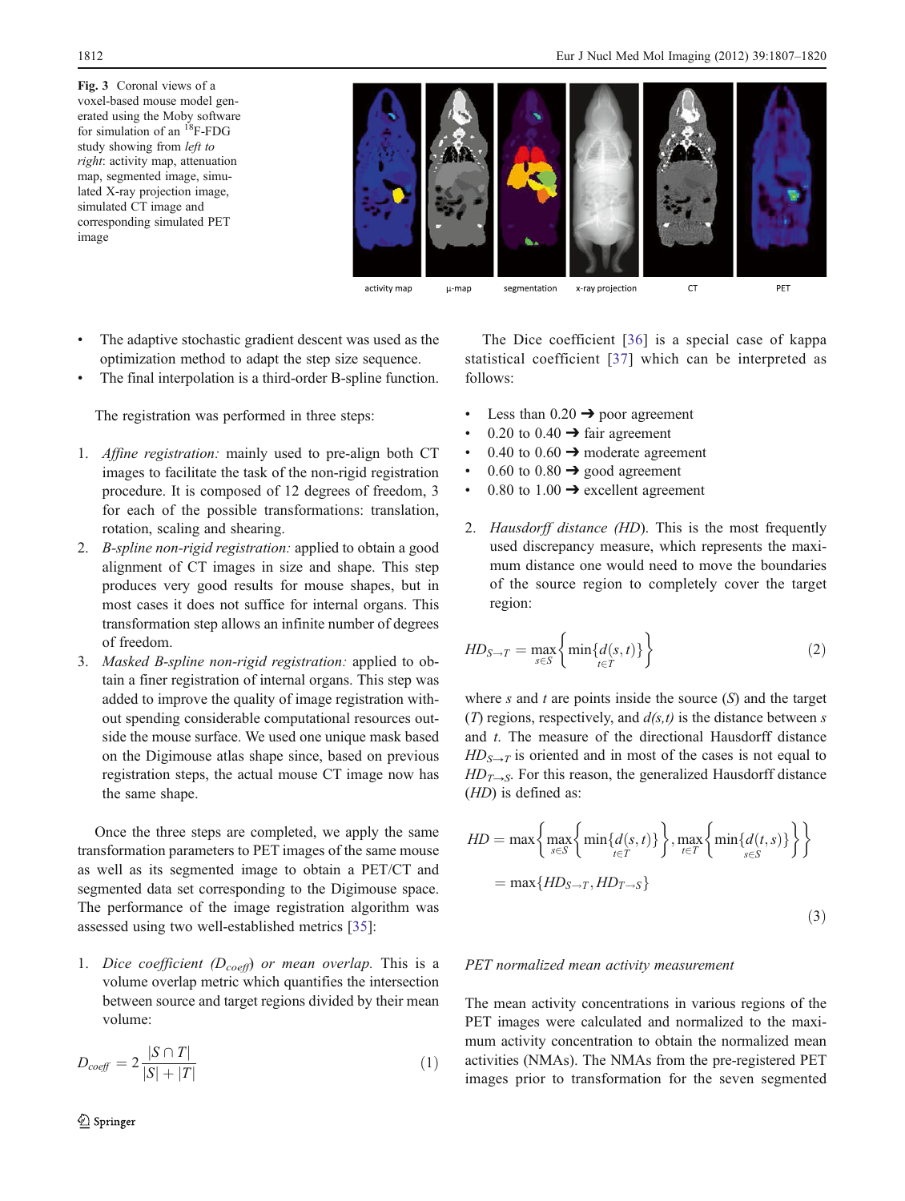**Fig. 3** Coronal views of a voxel-based mouse model generated using the Moby software for simulation of an $^{18}$F-FDG study showing from *left to right*: activity map, attenuation map, segmented image, simulated X-ray projection image, simulated CT image and corresponding simulated PET image

- The adaptive stochastic gradient descent was used as the optimization method to adapt the step size sequence.
- The final interpolation is a third-order B-spline function.

The registration was performed in three steps:

1. *Affine registration:* mainly used to pre-align both CT images to facilitate the task of the non-rigid registration procedure. It is composed of 12 degrees of freedom, 3 for each of the possible transformations: translation, rotation, scaling and shearing.
2. *B-spline non-rigid registration:* applied to obtain a good alignment of CT images in size and shape. This step produces very good results for mouse shapes, but in most cases it does not suffice for internal organs. This transformation step allows an infinite number of degrees of freedom.
3. *Masked B-spline non-rigid registration:* applied to obtain a finer registration of internal organs. This step was added to improve the quality of image registration without spending considerable computational resources outside the mouse surface. We used one unique mask based on the Digimouse atlas shape since, based on previous registration steps, the actual mouse CT image now has the same shape.

Once the three steps are completed, we apply the same transformation parameters to PET images of the same mouse as well as its segmented image to obtain a PET/CT and segmented data set corresponding to the Digimouse space. The performance of the image registration algorithm was assessed using two well-established metrics [35]:

1. *Dice coefficient ($D_{coeff}$) or mean overlap.* This is a volume overlap metric which quantifies the intersection between source and target regions divided by their mean volume:

$$D_{coeff} = 2\frac{|S \cap T|}{|S| + |T|} \tag{1}$$

The Dice coefficient [36] is a special case of kappa statistical coefficient [37] which can be interpreted as follows:

- Less than 0.20 ➔ poor agreement
- 0.20 to 0.40 ➔ fair agreement
- 0.40 to 0.60 ➔ moderate agreement
- 0.60 to 0.80 ➔ good agreement
- 0.80 to 1.00 ➔ excellent agreement

2. *Hausdorff distance (HD).* This is the most frequently used discrepancy measure, which represents the maximum distance one would need to move the boundaries of the source region to completely cover the target region:

$$HD_{S \to T} = \max_{s \in S}\left\{\min_{t \in T}\{d(s,t)\}\right\} \tag{2}$$

where $s$ and $t$ are points inside the source ($S$) and the target ($T$) regions, respectively, and $d(s,t)$ is the distance between $s$ and $t$. The measure of the directional Hausdorff distance $HD_{S \to T}$ is oriented and in most of the cases is not equal to $HD_{T \to S}$. For this reason, the generalized Hausdorff distance ($HD$) is defined as:

$$\begin{aligned} HD &= \max\left\{\max_{s \in S}\left\{\min_{t \in T}\{d(s,t)\}\right\}, \max_{t \in T}\left\{\min_{s \in S}\{d(t,s)\}\right\}\right\} \\ &= \max\{HD_{S \to T}, HD_{T \to S}\} \end{aligned} \tag{3}$$

*PET normalized mean activity measurement*

The mean activity concentrations in various regions of the PET images were calculated and normalized to the maximum activity concentration to obtain the normalized mean activities (NMAs). The NMAs from the pre-registered PET images prior to transformation for the seven segmented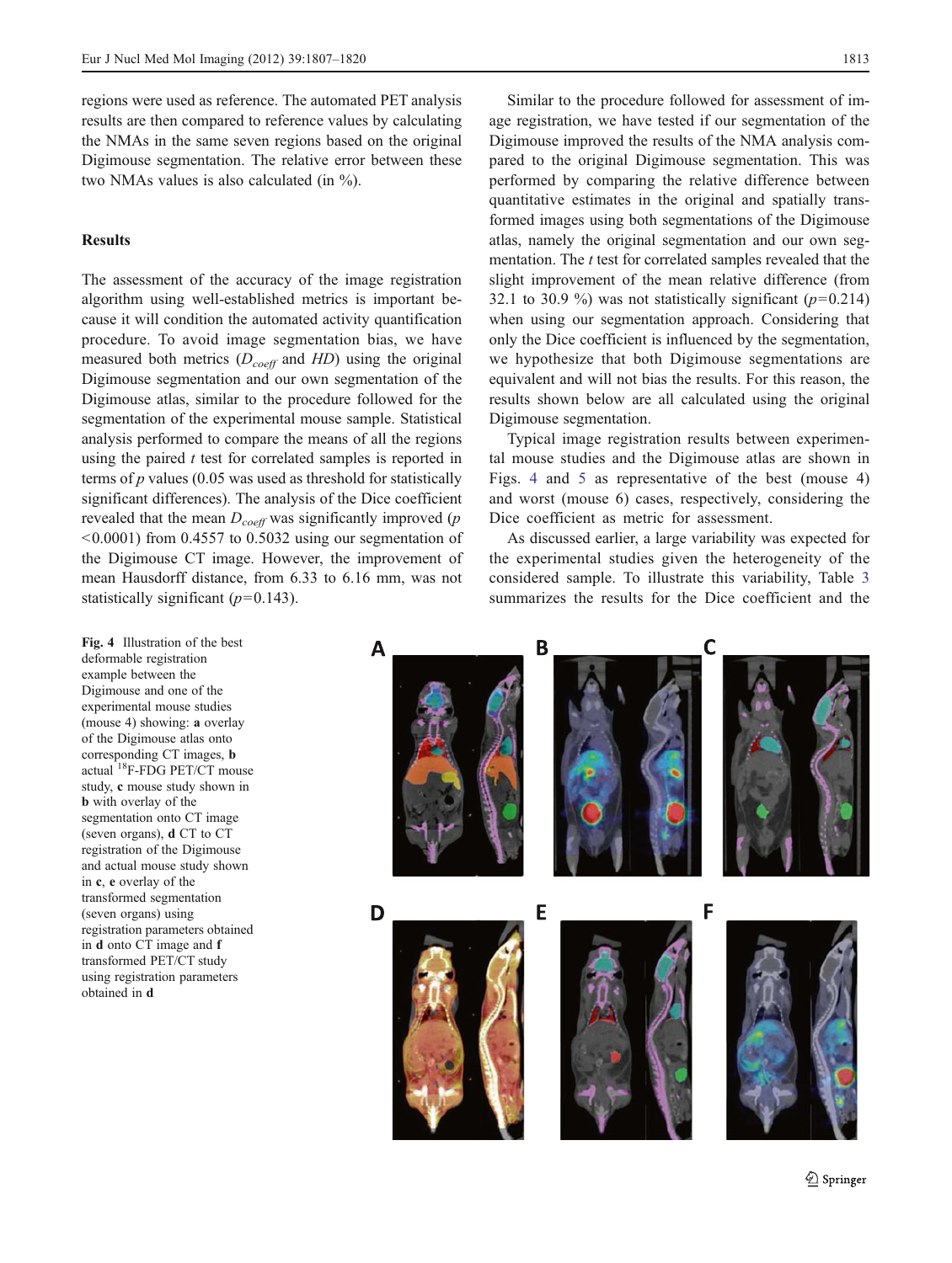regions were used as reference. The automated PET analysis results are then compared to reference values by calculating the NMAs in the same seven regions based on the original Digimouse segmentation. The relative error between these two NMAs values is also calculated (in %).

## Results

The assessment of the accuracy of the image registration algorithm using well-established metrics is important because it will condition the automated activity quantification procedure. To avoid image segmentation bias, we have measured both metrics ($D_{coeff}$ and $HD$) using the original Digimouse segmentation and our own segmentation of the Digimouse atlas, similar to the procedure followed for the segmentation of the experimental mouse sample. Statistical analysis performed to compare the means of all the regions using the paired *t* test for correlated samples is reported in terms of *p* values (0.05 was used as threshold for statistically significant differences). The analysis of the Dice coefficient revealed that the mean $D_{coeff}$ was significantly improved ($p<0.0001$) from 0.4557 to 0.5032 using our segmentation of the Digimouse CT image. However, the improvement of mean Hausdorff distance, from 6.33 to 6.16 mm, was not statistically significant ($p=0.143$).

Similar to the procedure followed for assessment of image registration, we have tested if our segmentation of the Digimouse improved the results of the NMA analysis compared to the original Digimouse segmentation. This was performed by comparing the relative difference between quantitative estimates in the original and spatially transformed images using both segmentations of the Digimouse atlas, namely the original segmentation and our own segmentation. The *t* test for correlated samples revealed that the slight improvement of the mean relative difference (from 32.1 to 30.9 %) was not statistically significant ($p=0.214$) when using our segmentation approach. Considering that only the Dice coefficient is influenced by the segmentation, we hypothesize that both Digimouse segmentations are equivalent and will not bias the results. For this reason, the results shown below are all calculated using the original Digimouse segmentation.

Typical image registration results between experimental mouse studies and the Digimouse atlas are shown in Figs. 4 and 5 as representative of the best (mouse 4) and worst (mouse 6) cases, respectively, considering the Dice coefficient as metric for assessment.

As discussed earlier, a large variability was expected for the experimental studies given the heterogeneity of the considered sample. To illustrate this variability, Table 3 summarizes the results for the Dice coefficient and the

**Fig. 4** Illustration of the best deformable registration example between the Digimouse and one of the experimental mouse studies (mouse 4) showing: **a** overlay of the Digimouse atlas onto corresponding CT images, **b** actual [18]F-FDG PET/CT mouse study, **c** mouse study shown in **b** with overlay of the segmentation onto CT image (seven organs), **d** CT to CT registration of the Digimouse and actual mouse study shown in **c**, **e** overlay of the transformed segmentation (seven organs) using registration parameters obtained in **d** onto CT image and **f** transformed PET/CT study using registration parameters obtained in **d**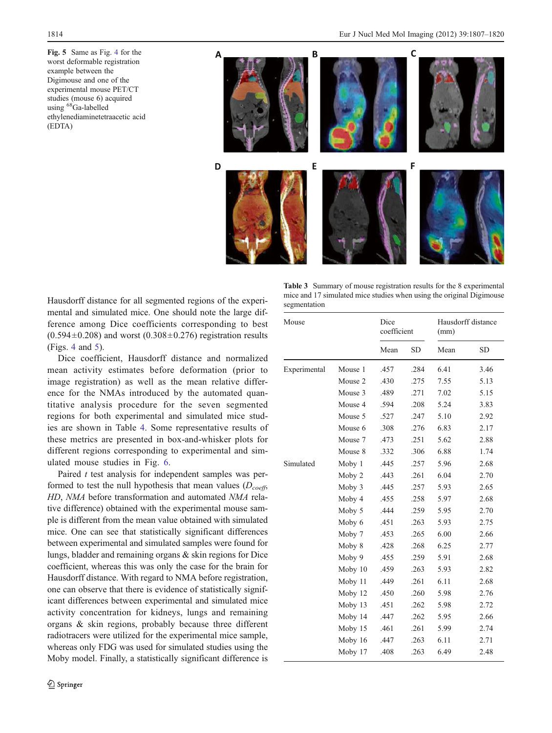**Fig. 5** Same as Fig. 4 for the worst deformable registration example between the Digimouse and one of the experimental mouse PET/CT studies (mouse 6) acquired using $^{68}$Ga-labelled ethylenediaminetetraacetic acid (EDTA)

Hausdorff distance for all segmented regions of the experimental and simulated mice. One should note the large difference among Dice coefficients corresponding to best (0.594±0.208) and worst (0.308±0.276) registration results (Figs. 4 and 5).

Dice coefficient, Hausdorff distance and normalized mean activity estimates before deformation (prior to image registration) as well as the mean relative difference for the NMAs introduced by the automated quantitative analysis procedure for the seven segmented regions for both experimental and simulated mice studies are shown in Table 4. Some representative results of these metrics are presented in box-and-whisker plots for different regions corresponding to experimental and simulated mouse studies in Fig. 6.

Paired *t* test analysis for independent samples was performed to test the null hypothesis that mean values ($D_{coeff}$, *HD*, *NMA* before transformation and automated *NMA* relative difference) obtained with the experimental mouse sample is different from the mean value obtained with simulated mice. One can see that statistically significant differences between experimental and simulated samples were found for lungs, bladder and remaining organs & skin regions for Dice coefficient, whereas this was only the case for the brain for Hausdorff distance. With regard to NMA before registration, one can observe that there is evidence of statistically significant differences between experimental and simulated mice activity concentration for kidneys, lungs and remaining organs & skin regions, probably because three different radiotracers were utilized for the experimental mice sample, whereas only FDG was used for simulated studies using the Moby model. Finally, a statistically significant difference is

**Table 3** Summary of mouse registration results for the 8 experimental mice and 17 simulated mice studies when using the original Digimouse segmentation

| Mouse | | Dice coefficient | | Hausdorff distance (mm) | |
|---|---|---|---|---|---|
| | | Mean | SD | Mean | SD |
| Experimental | Mouse 1 | .457 | .284 | 6.41 | 3.46 |
| | Mouse 2 | .430 | .275 | 7.55 | 5.13 |
| | Mouse 3 | .489 | .271 | 7.02 | 5.15 |
| | Mouse 4 | .594 | .208 | 5.24 | 3.83 |
| | Mouse 5 | .527 | .247 | 5.10 | 2.92 |
| | Mouse 6 | .308 | .276 | 6.83 | 2.17 |
| | Mouse 7 | .473 | .251 | 5.62 | 2.88 |
| | Mouse 8 | .332 | .306 | 6.88 | 1.74 |
| Simulated | Moby 1 | .445 | .257 | 5.96 | 2.68 |
| | Moby 2 | .443 | .261 | 6.04 | 2.70 |
| | Moby 3 | .445 | .257 | 5.93 | 2.65 |
| | Moby 4 | .455 | .258 | 5.97 | 2.68 |
| | Moby 5 | .444 | .259 | 5.95 | 2.70 |
| | Moby 6 | .451 | .263 | 5.93 | 2.75 |
| | Moby 7 | .453 | .265 | 6.00 | 2.66 |
| | Moby 8 | .428 | .268 | 6.25 | 2.77 |
| | Moby 9 | .455 | .259 | 5.91 | 2.68 |
| | Moby 10 | .459 | .263 | 5.93 | 2.82 |
| | Moby 11 | .449 | .261 | 6.11 | 2.68 |
| | Moby 12 | .450 | .260 | 5.98 | 2.76 |
| | Moby 13 | .451 | .262 | 5.98 | 2.72 |
| | Moby 14 | .447 | .262 | 5.95 | 2.66 |
| | Moby 15 | .461 | .261 | 5.99 | 2.74 |
| | Moby 16 | .447 | .263 | 6.11 | 2.71 |
| | Moby 17 | .408 | .263 | 6.49 | 2.48 |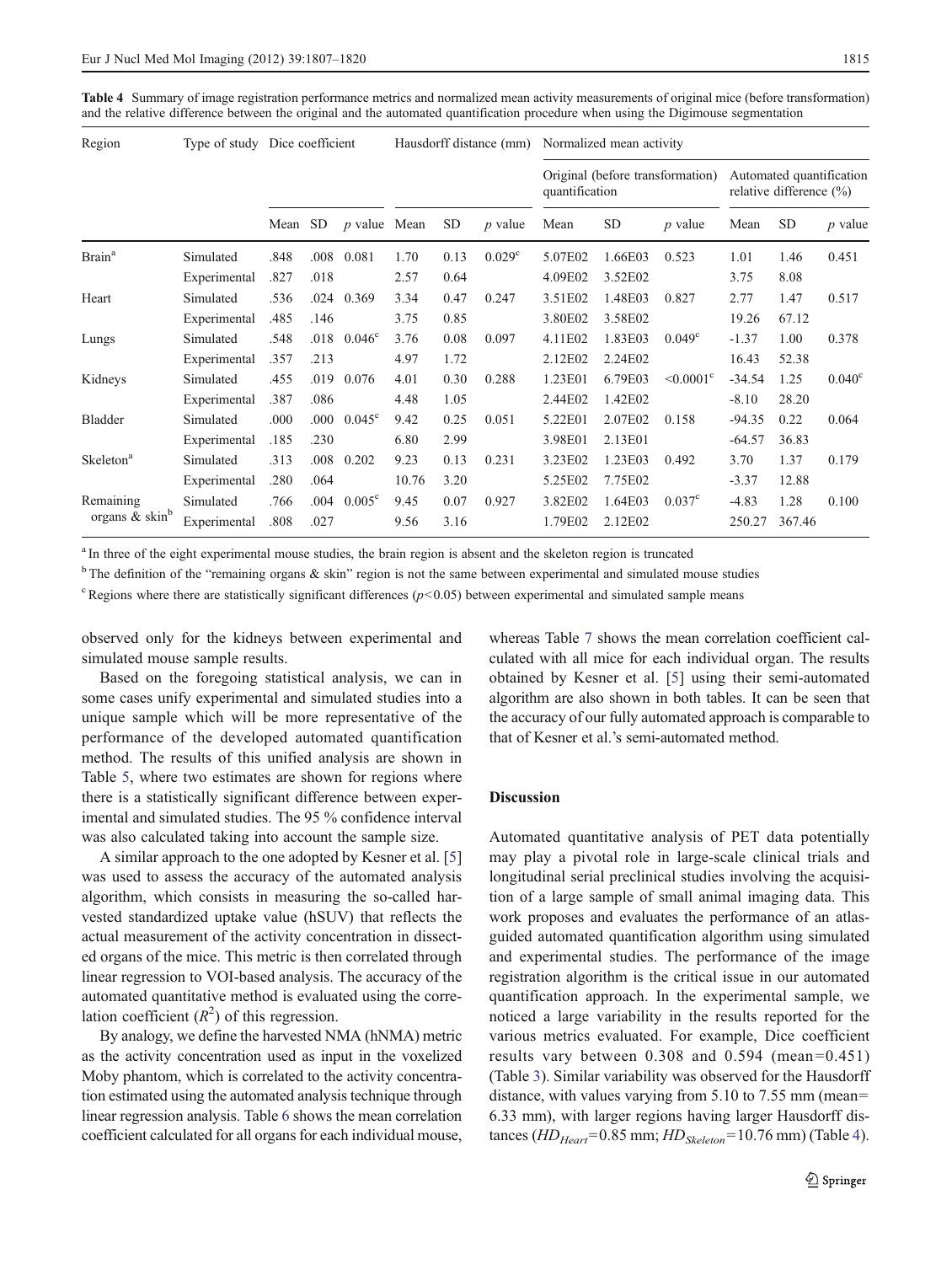Table 4 Summary of image registration performance metrics and normalized mean activity measurements of original mice (before transformation) and the relative difference between the original and the automated quantification procedure when using the Digimouse segmentation

| Region | Type of study | Dice coefficient | | | Hausdorff distance (mm) | | | Normalized mean activity | | | | | |
|---|---|---|---|---|---|---|---|---|---|---|---|---|---|
| | | | | | | | | Original (before transformation) quantification | | | Automated quantification relative difference (%) | | |
| | | Mean | SD | $p$ value | Mean | SD | $p$ value | Mean | SD | $p$ value | Mean | SD | $p$ value |
| Brain[a] | Simulated | .848 | .008 | 0.081 | 1.70 | 0.13 | 0.029[c] | 5.07E02 | 1.66E03 | 0.523 | 1.01 | 1.46 | 0.451 |
| | Experimental | .827 | .018 | | 2.57 | 0.64 | | 4.09E02 | 3.52E02 | | 3.75 | 8.08 | |
| Heart | Simulated | .536 | .024 | 0.369 | 3.34 | 0.47 | 0.247 | 3.51E02 | 1.48E03 | 0.827 | 2.77 | 1.47 | 0.517 |
| | Experimental | .485 | .146 | | 3.75 | 0.85 | | 3.80E02 | 3.58E02 | | 19.26 | 67.12 | |
| Lungs | Simulated | .548 | .018 | 0.046[c] | 3.76 | 0.08 | 0.097 | 4.11E02 | 1.83E03 | 0.049[c] | -1.37 | 1.00 | 0.378 |
| | Experimental | .357 | .213 | | 4.97 | 1.72 | | 2.12E02 | 2.24E02 | | 16.43 | 52.38 | |
| Kidneys | Simulated | .455 | .019 | 0.076 | 4.01 | 0.30 | 0.288 | 1.23E01 | 6.79E03 | <0.0001[c] | -34.54 | 1.25 | 0.040[c] |
| | Experimental | .387 | .086 | | 4.48 | 1.05 | | 2.44E02 | 1.42E02 | | -8.10 | 28.20 | |
| Bladder | Simulated | .000 | .000 | 0.045[c] | 9.42 | 0.25 | 0.051 | 5.22E01 | 2.07E02 | 0.158 | -94.35 | 0.22 | 0.064 |
| | Experimental | .185 | .230 | | 6.80 | 2.99 | | 3.98E01 | 2.13E01 | | -64.57 | 36.83 | |
| Skeleton[a] | Simulated | .313 | .008 | 0.202 | 9.23 | 0.13 | 0.231 | 3.23E02 | 1.23E03 | 0.492 | 3.70 | 1.37 | 0.179 |
| | Experimental | .280 | .064 | | 10.76 | 3.20 | | 5.25E02 | 7.75E02 | | -3.37 | 12.88 | |
| Remaining organs & skin[b] | Simulated | .766 | .004 | 0.005[c] | 9.45 | 0.07 | 0.927 | 3.82E02 | 1.64E03 | 0.037[c] | -4.83 | 1.28 | 0.100 |
| | Experimental | .808 | .027 | | 9.56 | 3.16 | | 1.79E02 | 2.12E02 | | 250.27 | 367.46 | |

[a] In three of the eight experimental mouse studies, the brain region is absent and the skeleton region is truncated

[b] The definition of the "remaining organs & skin" region is not the same between experimental and simulated mouse studies

[c] Regions where there are statistically significant differences ($p<0.05$) between experimental and simulated sample means

observed only for the kidneys between experimental and simulated mouse sample results.

Based on the foregoing statistical analysis, we can in some cases unify experimental and simulated studies into a unique sample which will be more representative of the performance of the developed automated quantification method. The results of this unified analysis are shown in Table 5, where two estimates are shown for regions where there is a statistically significant difference between experimental and simulated studies. The 95 % confidence interval was also calculated taking into account the sample size.

A similar approach to the one adopted by Kesner et al. [5] was used to assess the accuracy of the automated analysis algorithm, which consists in measuring the so-called harvested standardized uptake value (hSUV) that reflects the actual measurement of the activity concentration in dissected organs of the mice. This metric is then correlated through linear regression to VOI-based analysis. The accuracy of the automated quantitative method is evaluated using the correlation coefficient ($R^2$) of this regression.

By analogy, we define the harvested NMA (hNMA) metric as the activity concentration used as input in the voxelized Moby phantom, which is correlated to the activity concentration estimated using the automated analysis technique through linear regression analysis. Table 6 shows the mean correlation coefficient calculated for all organs for each individual mouse, whereas Table 7 shows the mean correlation coefficient calculated with all mice for each individual organ. The results obtained by Kesner et al. [5] using their semi-automated algorithm are also shown in both tables. It can be seen that the accuracy of our fully automated approach is comparable to that of Kesner et al.'s semi-automated method.

## Discussion

Automated quantitative analysis of PET data potentially may play a pivotal role in large-scale clinical trials and longitudinal serial preclinical studies involving the acquisition of a large sample of small animal imaging data. This work proposes and evaluates the performance of an atlas-guided automated quantification algorithm using simulated and experimental studies. The performance of the image registration algorithm is the critical issue in our automated quantification approach. In the experimental sample, we noticed a large variability in the results reported for the various metrics evaluated. For example, Dice coefficient results vary between 0.308 and 0.594 (mean=0.451) (Table 3). Similar variability was observed for the Hausdorff distance, with values varying from 5.10 to 7.55 mm (mean= 6.33 mm), with larger regions having larger Hausdorff distances ($HD_{Heart}$=0.85 mm; $HD_{Skeleton}$=10.76 mm) (Table 4).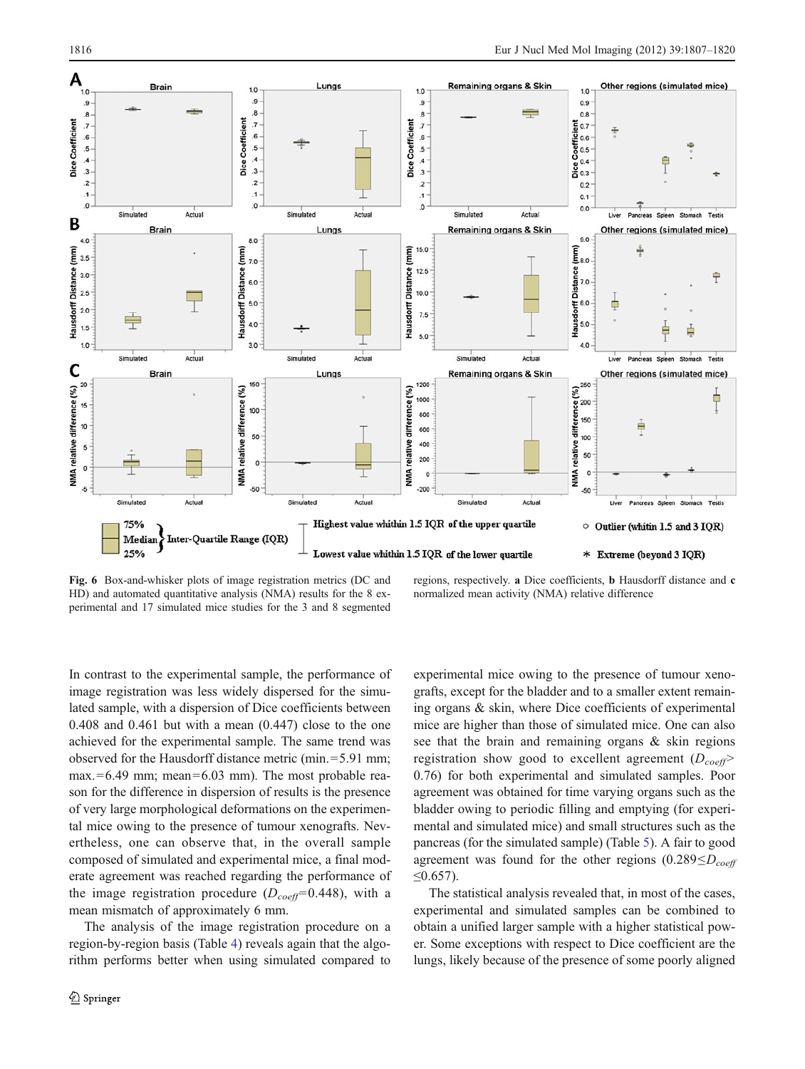**Fig. 6** Box-and-whisker plots of image registration metrics (DC and HD) and automated quantitative analysis (NMA) results for the 8 experimental and 17 simulated mice studies for the 3 and 8 segmented regions, respectively. **a** Dice coefficients, **b** Hausdorff distance and **c** normalized mean activity (NMA) relative difference

In contrast to the experimental sample, the performance of image registration was less widely dispersed for the simulated sample, with a dispersion of Dice coefficients between 0.408 and 0.461 but with a mean (0.447) close to the one achieved for the experimental sample. The same trend was observed for the Hausdorff distance metric (min.=5.91 mm; max.=6.49 mm; mean=6.03 mm). The most probable reason for the difference in dispersion of results is the presence of very large morphological deformations on the experimental mice owing to the presence of tumour xenografts. Nevertheless, one can observe that, in the overall sample composed of simulated and experimental mice, a final moderate agreement was reached regarding the performance of the image registration procedure ($D_{coeff}$=0.448), with a mean mismatch of approximately 6 mm.

The analysis of the image registration procedure on a region-by-region basis (Table 4) reveals again that the algorithm performs better when using simulated compared to experimental mice owing to the presence of tumour xenografts, except for the bladder and to a smaller extent remaining organs & skin, where Dice coefficients of experimental mice are higher than those of simulated mice. One can also see that the brain and remaining organs & skin regions registration show good to excellent agreement ($D_{coeff}$> 0.76) for both experimental and simulated samples. Poor agreement was obtained for time varying organs such as the bladder owing to periodic filling and emptying (for experimental and simulated mice) and small structures such as the pancreas (for the simulated sample) (Table 5). A fair to good agreement was found for the other regions ($0.289 \leq D_{coeff} \leq 0.657$).

The statistical analysis revealed that, in most of the cases, experimental and simulated samples can be combined to obtain a unified larger sample with a higher statistical power. Some exceptions with respect to Dice coefficient are the lungs, likely because of the presence of some poorly aligned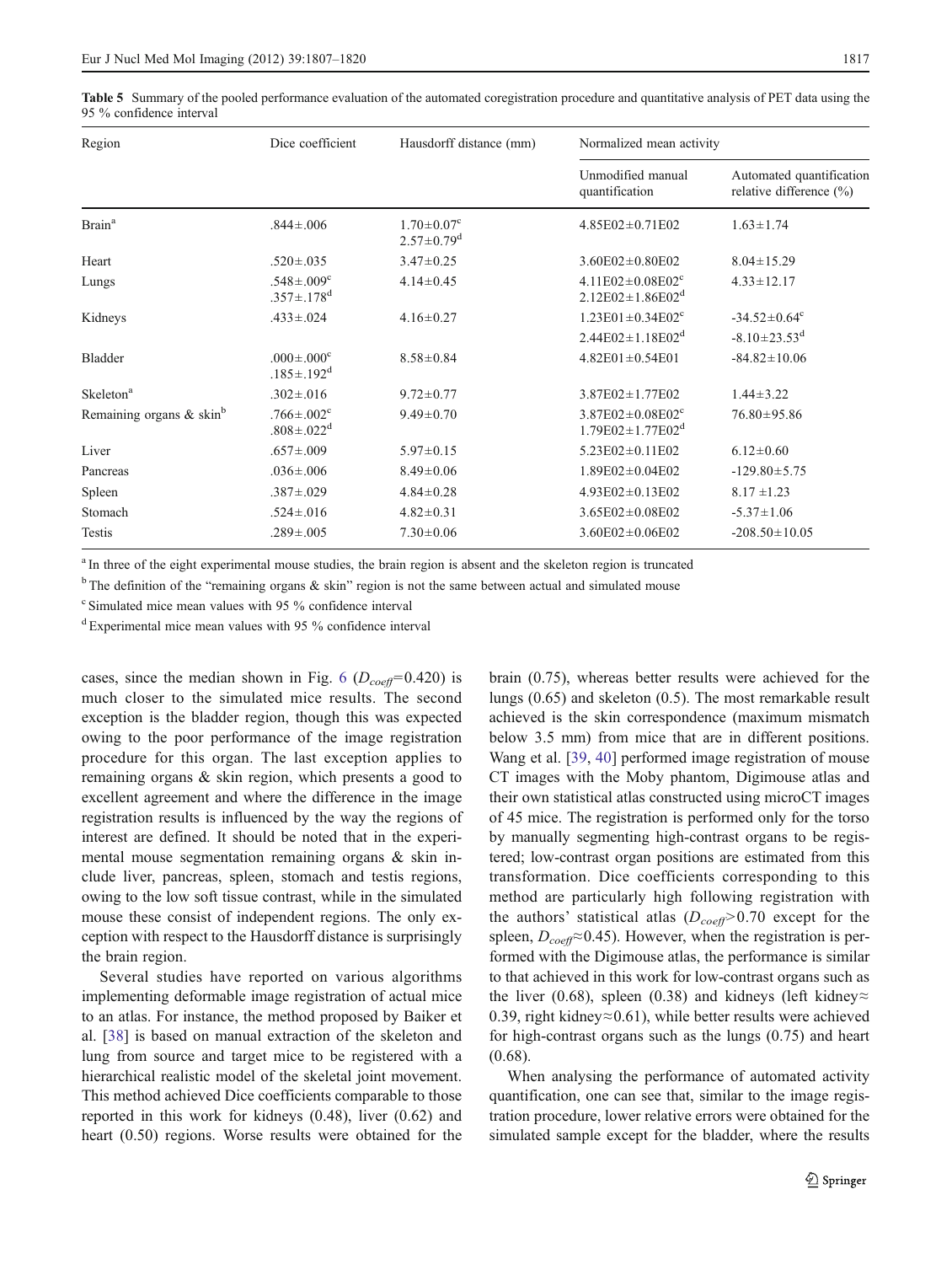**Table 5** Summary of the pooled performance evaluation of the automated coregistration procedure and quantitative analysis of PET data using the 95 % confidence interval

| Region | Dice coefficient | Hausdorff distance (mm) | Normalized mean activity | |
|---|---|---|---|---|
| | | | Unmodified manual quantification | Automated quantification relative difference (%) |
| Brain[a] | .844±.006 | 1.70±0.07[c] 2.57±0.79[d] | 4.85E02±0.71E02 | 1.63±1.74 |
| Heart | .520±.035 | 3.47±0.25 | 3.60E02±0.80E02 | 8.04±15.29 |
| Lungs | .548±.009[c] .357±.178[d] | 4.14±0.45 | 4.11E02±0.08E02[c] 2.12E02±1.86E02[d] | 4.33±12.17 |
| Kidneys | .433±.024 | 4.16±0.27 | 1.23E01±0.34E02[c] 2.44E02±1.18E02[d] | -34.52±0.64[c] -8.10±23.53[d] |
| Bladder | .000±.000[c] .185±.192[d] | 8.58±0.84 | 4.82E01±0.54E01 | -84.82±10.06 |
| Skeleton[a] | .302±.016 | 9.72±0.77 | 3.87E02±1.77E02 | 1.44±3.22 |
| Remaining organs & skin[b] | .766±.002[c] .808±.022[d] | 9.49±0.70 | 3.87E02±0.08E02[c] 1.79E02±1.77E02[d] | 76.80±95.86 |
| Liver | .657±.009 | 5.97±0.15 | 5.23E02±0.11E02 | 6.12±0.60 |
| Pancreas | .036±.006 | 8.49±0.06 | 1.89E02±0.04E02 | -129.80±5.75 |
| Spleen | .387±.029 | 4.84±0.28 | 4.93E02±0.13E02 | 8.17 ±1.23 |
| Stomach | .524±.016 | 4.82±0.31 | 3.65E02±0.08E02 | -5.37±1.06 |
| Testis | .289±.005 | 7.30±0.06 | 3.60E02±0.06E02 | -208.50±10.05 |

[a] In three of the eight experimental mouse studies, the brain region is absent and the skeleton region is truncated

[b] The definition of the "remaining organs & skin" region is not the same between actual and simulated mouse

[c] Simulated mice mean values with 95 % confidence interval

[d] Experimental mice mean values with 95 % confidence interval

cases, since the median shown in Fig. 6 ($D_{coeff}$=0.420) is much closer to the simulated mice results. The second exception is the bladder region, though this was expected owing to the poor performance of the image registration procedure for this organ. The last exception applies to remaining organs & skin region, which presents a good to excellent agreement and where the difference in the image registration results is influenced by the way the regions of interest are defined. It should be noted that in the experimental mouse segmentation remaining organs & skin include liver, pancreas, spleen, stomach and testis regions, owing to the low soft tissue contrast, while in the simulated mouse these consist of independent regions. The only exception with respect to the Hausdorff distance is surprisingly the brain region.

Several studies have reported on various algorithms implementing deformable image registration of actual mice to an atlas. For instance, the method proposed by Baiker et al. [38] is based on manual extraction of the skeleton and lung from source and target mice to be registered with a hierarchical realistic model of the skeletal joint movement. This method achieved Dice coefficients comparable to those reported in this work for kidneys (0.48), liver (0.62) and heart (0.50) regions. Worse results were obtained for the brain (0.75), whereas better results were achieved for the lungs (0.65) and skeleton (0.5). The most remarkable result achieved is the skin correspondence (maximum mismatch below 3.5 mm) from mice that are in different positions. Wang et al. [39, 40] performed image registration of mouse CT images with the Moby phantom, Digimouse atlas and their own statistical atlas constructed using microCT images of 45 mice. The registration is performed only for the torso by manually segmenting high-contrast organs to be registered; low-contrast organ positions are estimated from this transformation. Dice coefficients corresponding to this method are particularly high following registration with the authors' statistical atlas ($D_{coeff}$>0.70 except for the spleen, $D_{coeff}$≈0.45). However, when the registration is performed with the Digimouse atlas, the performance is similar to that achieved in this work for low-contrast organs such as the liver (0.68), spleen (0.38) and kidneys (left kidney≈ 0.39, right kidney≈0.61), while better results were achieved for high-contrast organs such as the lungs (0.75) and heart (0.68).

When analysing the performance of automated activity quantification, one can see that, similar to the image registration procedure, lower relative errors were obtained for the simulated sample except for the bladder, where the results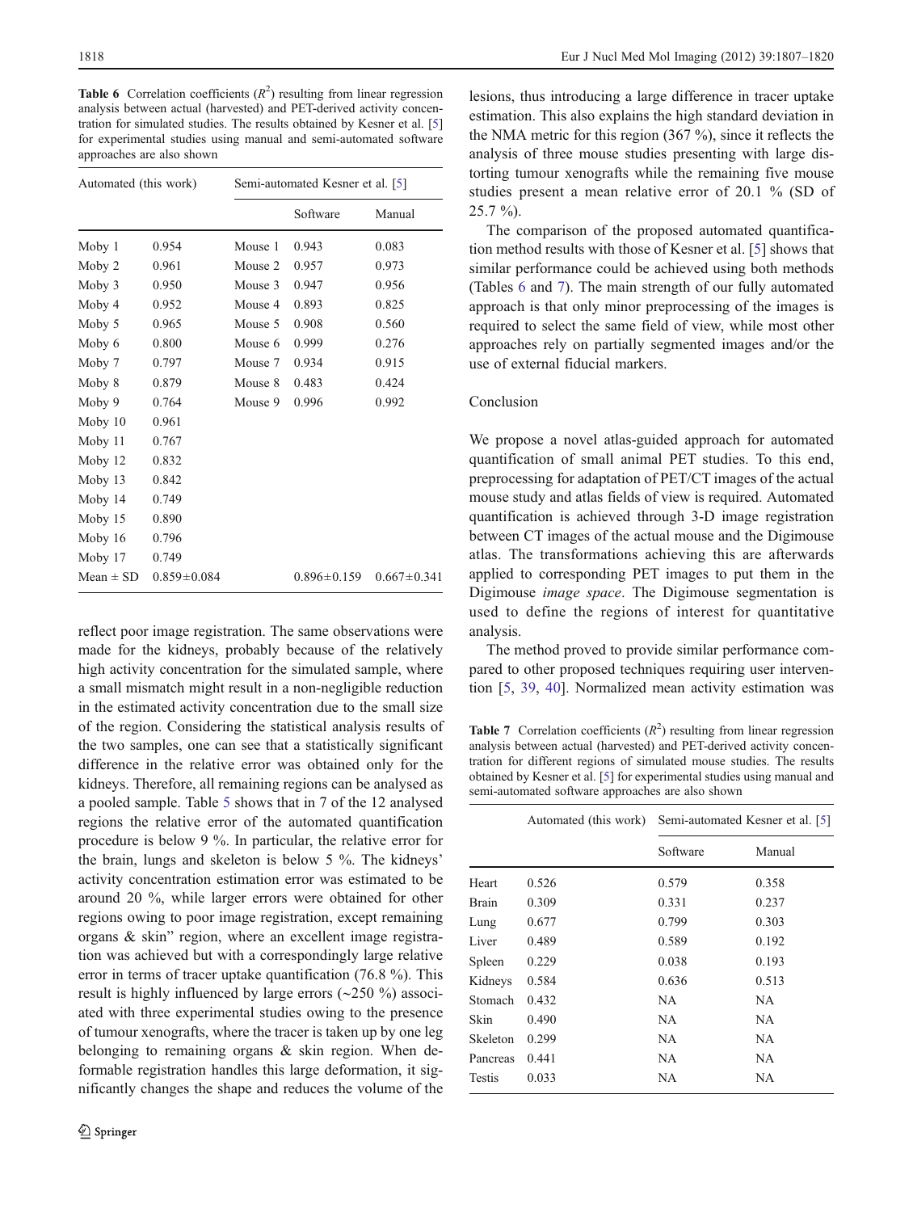**Table 6** Correlation coefficients ($R^2$) resulting from linear regression analysis between actual (harvested) and PET-derived activity concentration for simulated studies. The results obtained by Kesner et al. [5] for experimental studies using manual and semi-automated software approaches are also shown

| Automated (this work) | | Semi-automated Kesner et al. [5] | | |
|---|---|---|---|---|
| | | | Software | Manual |
| Moby 1 | 0.954 | Mouse 1 | 0.943 | 0.083 |
| Moby 2 | 0.961 | Mouse 2 | 0.957 | 0.973 |
| Moby 3 | 0.950 | Mouse 3 | 0.947 | 0.956 |
| Moby 4 | 0.952 | Mouse 4 | 0.893 | 0.825 |
| Moby 5 | 0.965 | Mouse 5 | 0.908 | 0.560 |
| Moby 6 | 0.800 | Mouse 6 | 0.999 | 0.276 |
| Moby 7 | 0.797 | Mouse 7 | 0.934 | 0.915 |
| Moby 8 | 0.879 | Mouse 8 | 0.483 | 0.424 |
| Moby 9 | 0.764 | Mouse 9 | 0.996 | 0.992 |
| Moby 10 | 0.961 | | | |
| Moby 11 | 0.767 | | | |
| Moby 12 | 0.832 | | | |
| Moby 13 | 0.842 | | | |
| Moby 14 | 0.749 | | | |
| Moby 15 | 0.890 | | | |
| Moby 16 | 0.796 | | | |
| Moby 17 | 0.749 | | | |
| Mean ± SD | 0.859±0.084 | | 0.896±0.159 | 0.667±0.341 |

reflect poor image registration. The same observations were made for the kidneys, probably because of the relatively high activity concentration for the simulated sample, where a small mismatch might result in a non-negligible reduction in the estimated activity concentration due to the small size of the region. Considering the statistical analysis results of the two samples, one can see that a statistically significant difference in the relative error was obtained only for the kidneys. Therefore, all remaining regions can be analysed as a pooled sample. Table 5 shows that in 7 of the 12 analysed regions the relative error of the automated quantification procedure is below 9 %. In particular, the relative error for the brain, lungs and skeleton is below 5 %. The kidneys' activity concentration estimation error was estimated to be around 20 %, while larger errors were obtained for other regions owing to poor image registration, except remaining organs & skin" region, where an excellent image registration was achieved but with a correspondingly large relative error in terms of tracer uptake quantification (76.8 %). This result is highly influenced by large errors (~250 %) associated with three experimental studies owing to the presence of tumour xenografts, where the tracer is taken up by one leg belonging to remaining organs & skin region. When deformable registration handles this large deformation, it significantly changes the shape and reduces the volume of the lesions, thus introducing a large difference in tracer uptake estimation. This also explains the high standard deviation in the NMA metric for this region (367 %), since it reflects the analysis of three mouse studies presenting with large distorting tumour xenografts while the remaining five mouse studies present a mean relative error of 20.1 % (SD of 25.7 %).

The comparison of the proposed automated quantification method results with those of Kesner et al. [5] shows that similar performance could be achieved using both methods (Tables 6 and 7). The main strength of our fully automated approach is that only minor preprocessing of the images is required to select the same field of view, while most other approaches rely on partially segmented images and/or the use of external fiducial markers.

## Conclusion

We propose a novel atlas-guided approach for automated quantification of small animal PET studies. To this end, preprocessing for adaptation of PET/CT images of the actual mouse study and atlas fields of view is required. Automated quantification is achieved through 3-D image registration between CT images of the actual mouse and the Digimouse atlas. The transformations achieving this are afterwards applied to corresponding PET images to put them in the Digimouse *image space*. The Digimouse segmentation is used to define the regions of interest for quantitative analysis.

The method proved to provide similar performance compared to other proposed techniques requiring user intervention [5, 39, 40]. Normalized mean activity estimation was

**Table 7** Correlation coefficients ($R^2$) resulting from linear regression analysis between actual (harvested) and PET-derived activity concentration for different regions of simulated mouse studies. The results obtained by Kesner et al. [5] for experimental studies using manual and semi-automated software approaches are also shown

| | Automated (this work) | Semi-automated Kesner et al. [5] | |
|---|---|---|---|
| | | Software | Manual |
| Heart | 0.526 | 0.579 | 0.358 |
| Brain | 0.309 | 0.331 | 0.237 |
| Lung | 0.677 | 0.799 | 0.303 |
| Liver | 0.489 | 0.589 | 0.192 |
| Spleen | 0.229 | 0.038 | 0.193 |
| Kidneys | 0.584 | 0.636 | 0.513 |
| Stomach | 0.432 | NA | NA |
| Skin | 0.490 | NA | NA |
| Skeleton | 0.299 | NA | NA |
| Pancreas | 0.441 | NA | NA |
| Testis | 0.033 | NA | NA |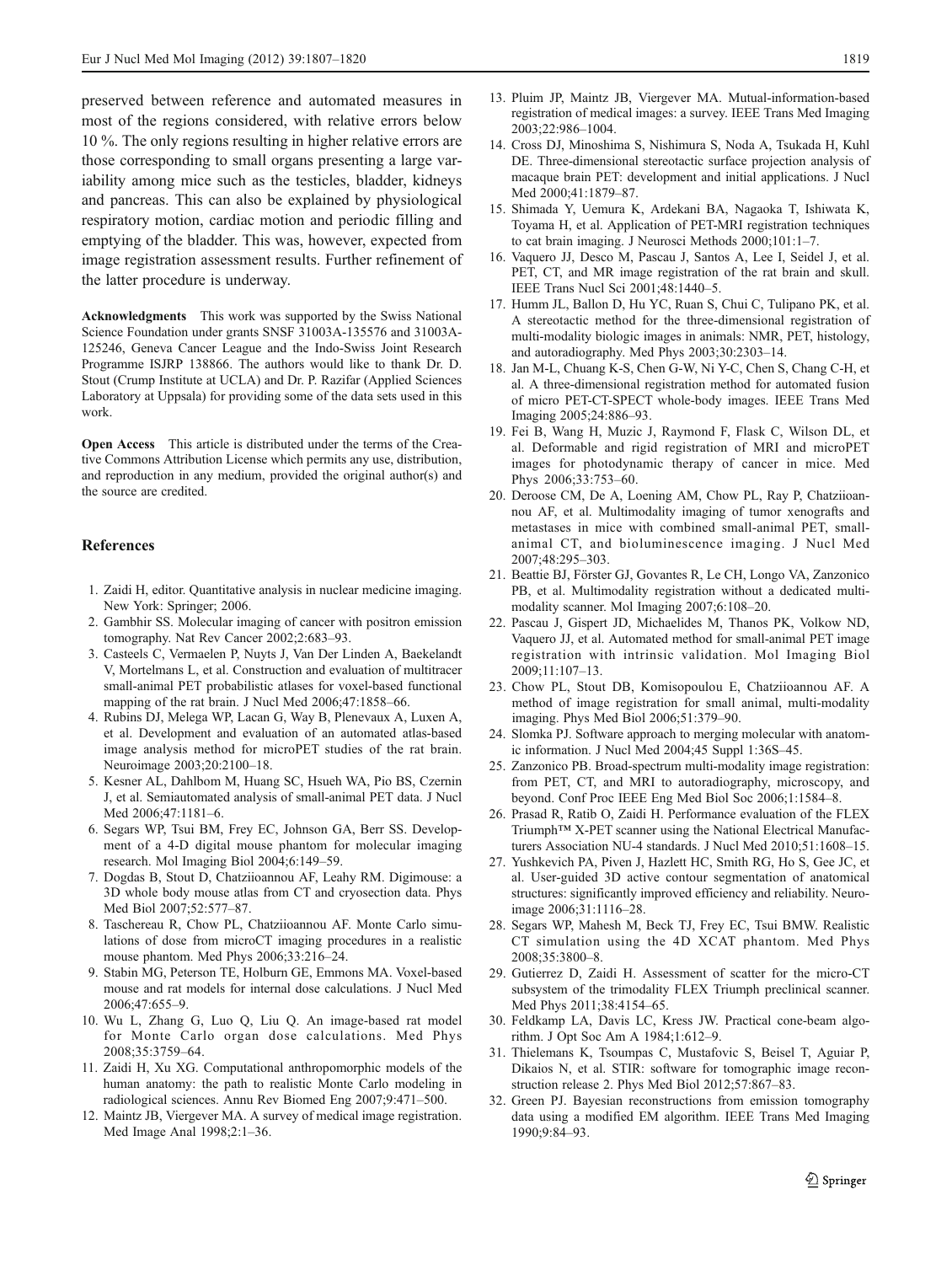preserved between reference and automated measures in most of the regions considered, with relative errors below 10 %. The only regions resulting in higher relative errors are those corresponding to small organs presenting a large variability among mice such as the testicles, bladder, kidneys and pancreas. This can also be explained by physiological respiratory motion, cardiac motion and periodic filling and emptying of the bladder. This was, however, expected from image registration assessment results. Further refinement of the latter procedure is underway.

**Acknowledgments** This work was supported by the Swiss National Science Foundation under grants SNSF 31003A-135576 and 31003A-125246, Geneva Cancer League and the Indo-Swiss Joint Research Programme ISJRP 138866. The authors would like to thank Dr. D. Stout (Crump Institute at UCLA) and Dr. P. Razifar (Applied Sciences Laboratory at Uppsala) for providing some of the data sets used in this work.

**Open Access** This article is distributed under the terms of the Creative Commons Attribution License which permits any use, distribution, and reproduction in any medium, provided the original author(s) and the source are credited.

## References

1. Zaidi H, editor. Quantitative analysis in nuclear medicine imaging. New York: Springer; 2006.
2. Gambhir SS. Molecular imaging of cancer with positron emission tomography. Nat Rev Cancer 2002;2:683–93.
3. Casteels C, Vermaelen P, Nuyts J, Van Der Linden A, Baekelandt V, Mortelmans L, et al. Construction and evaluation of multitracer small-animal PET probabilistic atlases for voxel-based functional mapping of the rat brain. J Nucl Med 2006;47:1858–66.
4. Rubins DJ, Melega WP, Lacan G, Way B, Plenevaux A, Luxen A, et al. Development and evaluation of an automated atlas-based image analysis method for microPET studies of the rat brain. Neuroimage 2003;20:2100–18.
5. Kesner AL, Dahlbom M, Huang SC, Hsueh WA, Pio BS, Czernin J, et al. Semiautomated analysis of small-animal PET data. J Nucl Med 2006;47:1181–6.
6. Segars WP, Tsui BM, Frey EC, Johnson GA, Berr SS. Development of a 4-D digital mouse phantom for molecular imaging research. Mol Imaging Biol 2004;6:149–59.
7. Dogdas B, Stout D, Chatziioannou AF, Leahy RM. Digimouse: a 3D whole body mouse atlas from CT and cryosection data. Phys Med Biol 2007;52:577–87.
8. Taschereau R, Chow PL, Chatziioannou AF. Monte Carlo simulations of dose from microCT imaging procedures in a realistic mouse phantom. Med Phys 2006;33:216–24.
9. Stabin MG, Peterson TE, Holburn GE, Emmons MA. Voxel-based mouse and rat models for internal dose calculations. J Nucl Med 2006;47:655–9.
10. Wu L, Zhang G, Luo Q, Liu Q. An image-based rat model for Monte Carlo organ dose calculations. Med Phys 2008;35:3759–64.
11. Zaidi H, Xu XG. Computational anthropomorphic models of the human anatomy: the path to realistic Monte Carlo modeling in radiological sciences. Annu Rev Biomed Eng 2007;9:471–500.
12. Maintz JB, Viergever MA. A survey of medical image registration. Med Image Anal 1998;2:1–36.
13. Pluim JP, Maintz JB, Viergever MA. Mutual-information-based registration of medical images: a survey. IEEE Trans Med Imaging 2003;22:986–1004.
14. Cross DJ, Minoshima S, Nishimura S, Noda A, Tsukada H, Kuhl DE. Three-dimensional stereotactic surface projection analysis of macaque brain PET: development and initial applications. J Nucl Med 2000;41:1879–87.
15. Shimada Y, Uemura K, Ardekani BA, Nagaoka T, Ishiwata K, Toyama H, et al. Application of PET-MRI registration techniques to cat brain imaging. J Neurosci Methods 2000;101:1–7.
16. Vaquero JJ, Desco M, Pascau J, Santos A, Lee I, Seidel J, et al. PET, CT, and MR image registration of the rat brain and skull. IEEE Trans Nucl Sci 2001;48:1440–5.
17. Humm JL, Ballon D, Hu YC, Ruan S, Chui C, Tulipano PK, et al. A stereotactic method for the three-dimensional registration of multi-modality biologic images in animals: NMR, PET, histology, and autoradiography. Med Phys 2003;30:2303–14.
18. Jan M-L, Chuang K-S, Chen G-W, Ni Y-C, Chen S, Chang C-H, et al. A three-dimensional registration method for automated fusion of micro PET-CT-SPECT whole-body images. IEEE Trans Med Imaging 2005;24:886–93.
19. Fei B, Wang H, Muzic J, Raymond F, Flask C, Wilson DL, et al. Deformable and rigid registration of MRI and microPET images for photodynamic therapy of cancer in mice. Med Phys 2006;33:753–60.
20. Deroose CM, De A, Loening AM, Chow PL, Ray P, Chatziioannou AF, et al. Multimodality imaging of tumor xenografts and metastases in mice with combined small-animal PET, small-animal CT, and bioluminescence imaging. J Nucl Med 2007;48:295–303.
21. Beattie BJ, Förster GJ, Govantes R, Le CH, Longo VA, Zanzonico PB, et al. Multimodality registration without a dedicated multimodality scanner. Mol Imaging 2007;6:108–20.
22. Pascau J, Gispert JD, Michaelides M, Thanos PK, Volkow ND, Vaquero JJ, et al. Automated method for small-animal PET image registration with intrinsic validation. Mol Imaging Biol 2009;11:107–13.
23. Chow PL, Stout DB, Komisopoulou E, Chatziioannou AF. A method of image registration for small animal, multi-modality imaging. Phys Med Biol 2006;51:379–90.
24. Slomka PJ. Software approach to merging molecular with anatomic information. J Nucl Med 2004;45 Suppl 1:36S–45.
25. Zanzonico PB. Broad-spectrum multi-modality image registration: from PET, CT, and MRI to autoradiography, microscopy, and beyond. Conf Proc IEEE Eng Med Biol Soc 2006;1:1584–8.
26. Prasad R, Ratib O, Zaidi H. Performance evaluation of the FLEX Triumph™ X-PET scanner using the National Electrical Manufacturers Association NU-4 standards. J Nucl Med 2010;51:1608–15.
27. Yushkevich PA, Piven J, Hazlett HC, Smith RG, Ho S, Gee JC, et al. User-guided 3D active contour segmentation of anatomical structures: significantly improved efficiency and reliability. Neuroimage 2006;31:1116–28.
28. Segars WP, Mahesh M, Beck TJ, Frey EC, Tsui BMW. Realistic CT simulation using the 4D XCAT phantom. Med Phys 2008;35:3800–8.
29. Gutierrez D, Zaidi H. Assessment of scatter for the micro-CT subsystem of the trimodality FLEX Triumph preclinical scanner. Med Phys 2011;38:4154–65.
30. Feldkamp LA, Davis LC, Kress JW. Practical cone-beam algorithm. J Opt Soc Am A 1984;1:612–9.
31. Thielemans K, Tsoumpas C, Mustafovic S, Beisel T, Aguiar P, Dikaios N, et al. STIR: software for tomographic image reconstruction release 2. Phys Med Biol 2012;57:867–83.
32. Green PJ. Bayesian reconstructions from emission tomography data using a modified EM algorithm. IEEE Trans Med Imaging 1990;9:84–93.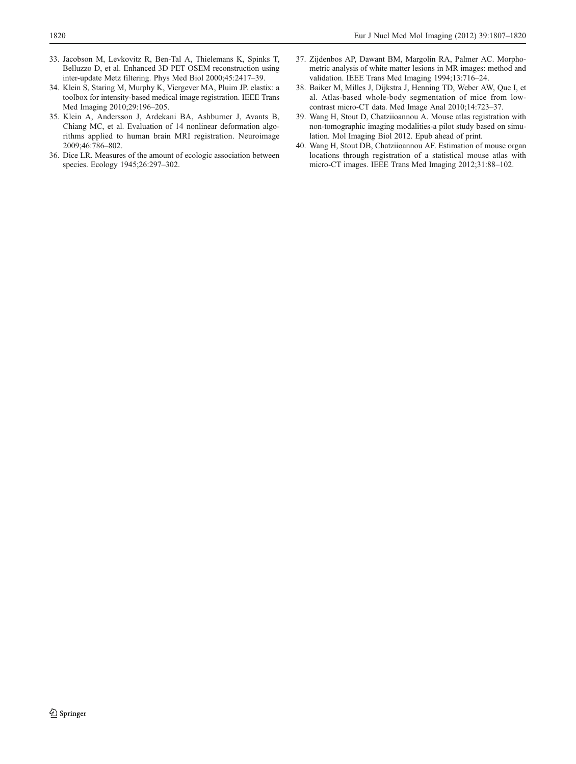33. Jacobson M, Levkovitz R, Ben-Tal A, Thielemans K, Spinks T, Belluzzo D, et al. Enhanced 3D PET OSEM reconstruction using inter-update Metz filtering. Phys Med Biol 2000;45:2417–39.
34. Klein S, Staring M, Murphy K, Viergever MA, Pluim JP. elastix: a toolbox for intensity-based medical image registration. IEEE Trans Med Imaging 2010;29:196–205.
35. Klein A, Andersson J, Ardekani BA, Ashburner J, Avants B, Chiang MC, et al. Evaluation of 14 nonlinear deformation algorithms applied to human brain MRI registration. Neuroimage 2009;46:786–802.
36. Dice LR. Measures of the amount of ecologic association between species. Ecology 1945;26:297–302.
37. Zijdenbos AP, Dawant BM, Margolin RA, Palmer AC. Morphometric analysis of white matter lesions in MR images: method and validation. IEEE Trans Med Imaging 1994;13:716–24.
38. Baiker M, Milles J, Dijkstra J, Henning TD, Weber AW, Que I, et al. Atlas-based whole-body segmentation of mice from low-contrast micro-CT data. Med Image Anal 2010;14:723–37.
39. Wang H, Stout D, Chatziioannou A. Mouse atlas registration with non-tomographic imaging modalities-a pilot study based on simulation. Mol Imaging Biol 2012. Epub ahead of print.
40. Wang H, Stout DB, Chatziioannou AF. Estimation of mouse organ locations through registration of a statistical mouse atlas with micro-CT images. IEEE Trans Med Imaging 2012;31:88–102.